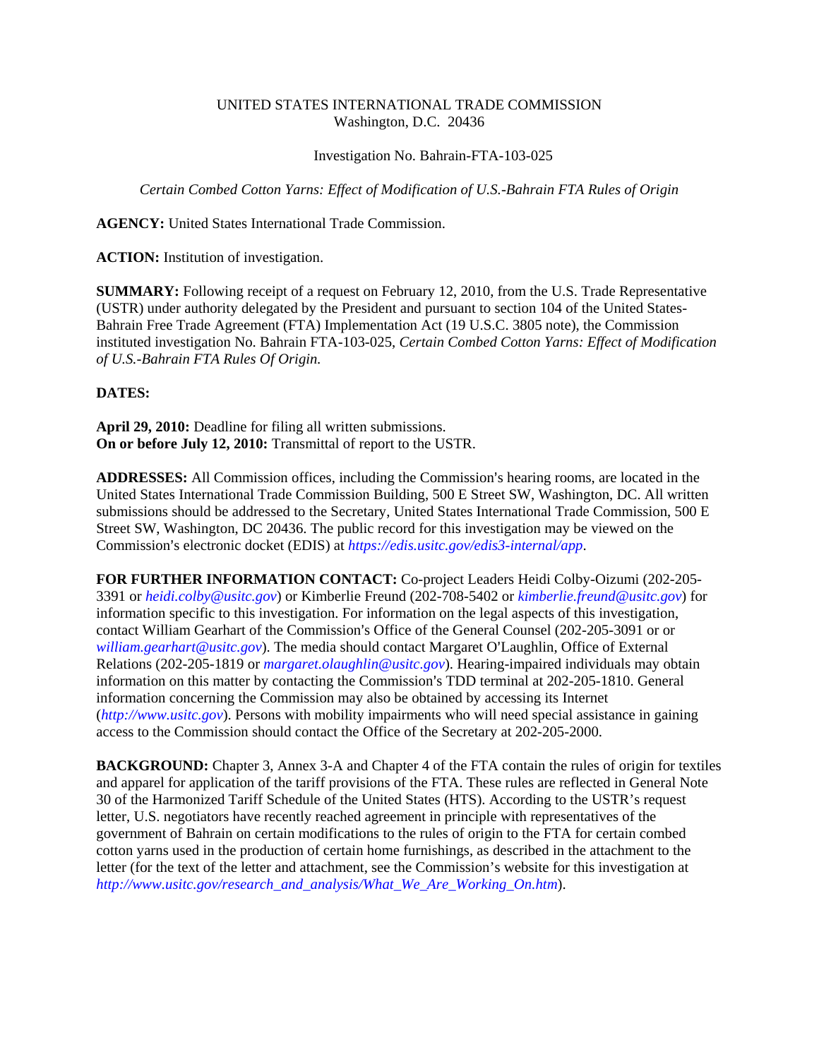UNITED STATES INTERNATIONAL TRADE COMMISSION
Washington, D.C. 20436

Investigation No. Bahrain-FTA-103-025

*Certain Combed Cotton Yarns: Effect of Modification of U.S.-Bahrain FTA Rules of Origin*

**AGENCY:** United States International Trade Commission.

**ACTION:** Institution of investigation.

**SUMMARY:** Following receipt of a request on February 12, 2010, from the U.S. Trade Representative (USTR) under authority delegated by the President and pursuant to section 104 of the United States-Bahrain Free Trade Agreement (FTA) Implementation Act (19 U.S.C. 3805 note), the Commission instituted investigation No. Bahrain FTA-103-025, *Certain Combed Cotton Yarns: Effect of Modification of U.S.-Bahrain FTA Rules Of Origin.*

**DATES:**

**April 29, 2010:** Deadline for filing all written submissions.
**On or before July 12, 2010:** Transmittal of report to the USTR.

**ADDRESSES:** All Commission offices, including the Commission's hearing rooms, are located in the United States International Trade Commission Building, 500 E Street SW, Washington, DC. All written submissions should be addressed to the Secretary, United States International Trade Commission, 500 E Street SW, Washington, DC 20436. The public record for this investigation may be viewed on the Commission's electronic docket (EDIS) at *https://edis.usitc.gov/edis3-internal/app*.

**FOR FURTHER INFORMATION CONTACT:** Co-project Leaders Heidi Colby-Oizumi (202-205-3391 or *heidi.colby@usitc.gov*) or Kimberlie Freund (202-708-5402 or *kimberlie.freund@usitc.gov*) for information specific to this investigation. For information on the legal aspects of this investigation, contact William Gearhart of the Commission's Office of the General Counsel (202-205-3091 or or *william.gearhart@usitc.gov*). The media should contact Margaret O'Laughlin, Office of External Relations (202-205-1819 or *margaret.olaughlin@usitc.gov*). Hearing-impaired individuals may obtain information on this matter by contacting the Commission's TDD terminal at 202-205-1810. General information concerning the Commission may also be obtained by accessing its Internet (*http://www.usitc.gov*). Persons with mobility impairments who will need special assistance in gaining access to the Commission should contact the Office of the Secretary at 202-205-2000.

**BACKGROUND:** Chapter 3, Annex 3-A and Chapter 4 of the FTA contain the rules of origin for textiles and apparel for application of the tariff provisions of the FTA. These rules are reflected in General Note 30 of the Harmonized Tariff Schedule of the United States (HTS). According to the USTR's request letter, U.S. negotiators have recently reached agreement in principle with representatives of the government of Bahrain on certain modifications to the rules of origin to the FTA for certain combed cotton yarns used in the production of certain home furnishings, as described in the attachment to the letter (for the text of the letter and attachment, see the Commission's website for this investigation at *http://www.usitc.gov/research_and_analysis/What_We_Are_Working_On.htm*).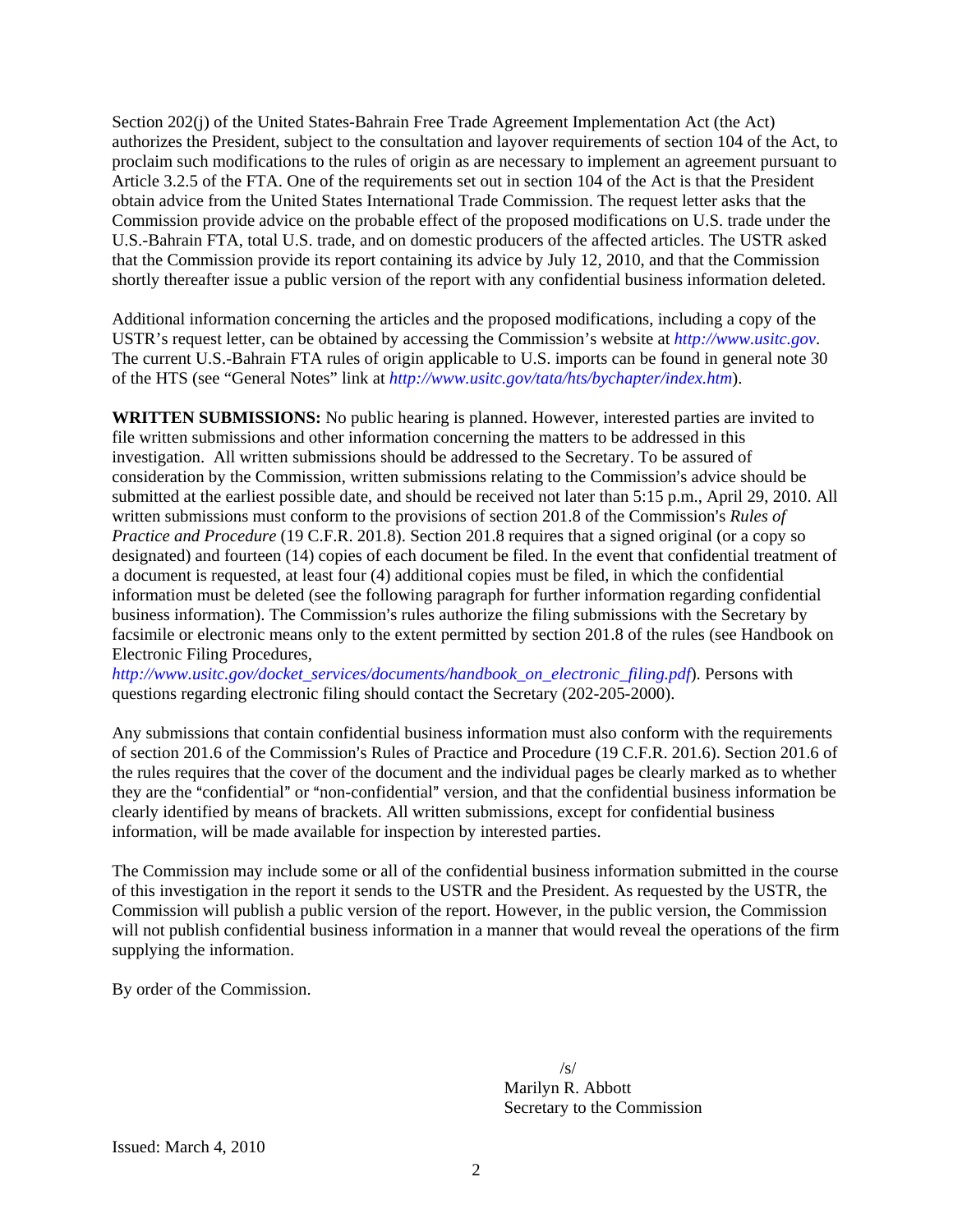Section 202(j) of the United States-Bahrain Free Trade Agreement Implementation Act (the Act) authorizes the President, subject to the consultation and layover requirements of section 104 of the Act, to proclaim such modifications to the rules of origin as are necessary to implement an agreement pursuant to Article 3.2.5 of the FTA. One of the requirements set out in section 104 of the Act is that the President obtain advice from the United States International Trade Commission. The request letter asks that the Commission provide advice on the probable effect of the proposed modifications on U.S. trade under the U.S.-Bahrain FTA, total U.S. trade, and on domestic producers of the affected articles. The USTR asked that the Commission provide its report containing its advice by July 12, 2010, and that the Commission shortly thereafter issue a public version of the report with any confidential business information deleted.

Additional information concerning the articles and the proposed modifications, including a copy of the USTR's request letter, can be obtained by accessing the Commission's website at *http://www.usitc.gov*. The current U.S.-Bahrain FTA rules of origin applicable to U.S. imports can be found in general note 30 of the HTS (see "General Notes" link at *http://www.usitc.gov/tata/hts/bychapter/index.htm*).

**WRITTEN SUBMISSIONS:** No public hearing is planned. However, interested parties are invited to file written submissions and other information concerning the matters to be addressed in this investigation. All written submissions should be addressed to the Secretary. To be assured of consideration by the Commission, written submissions relating to the Commission's advice should be submitted at the earliest possible date, and should be received not later than 5:15 p.m., April 29, 2010. All written submissions must conform to the provisions of section 201.8 of the Commission's *Rules of Practice and Procedure* (19 C.F.R. 201.8). Section 201.8 requires that a signed original (or a copy so designated) and fourteen (14) copies of each document be filed. In the event that confidential treatment of a document is requested, at least four (4) additional copies must be filed, in which the confidential information must be deleted (see the following paragraph for further information regarding confidential business information). The Commission's rules authorize the filing submissions with the Secretary by facsimile or electronic means only to the extent permitted by section 201.8 of the rules (see Handbook on Electronic Filing Procedures, *http://www.usitc.gov/docket_services/documents/handbook_on_electronic_filing.pdf*). Persons with questions regarding electronic filing should contact the Secretary (202-205-2000).

Any submissions that contain confidential business information must also conform with the requirements of section 201.6 of the Commission's Rules of Practice and Procedure (19 C.F.R. 201.6). Section 201.6 of the rules requires that the cover of the document and the individual pages be clearly marked as to whether they are the "confidential" or "non-confidential" version, and that the confidential business information be clearly identified by means of brackets. All written submissions, except for confidential business information, will be made available for inspection by interested parties.

The Commission may include some or all of the confidential business information submitted in the course of this investigation in the report it sends to the USTR and the President. As requested by the USTR, the Commission will publish a public version of the report. However, in the public version, the Commission will not publish confidential business information in a manner that would reveal the operations of the firm supplying the information.

By order of the Commission.

/s/
Marilyn R. Abbott
Secretary to the Commission

Issued: March 4, 2010